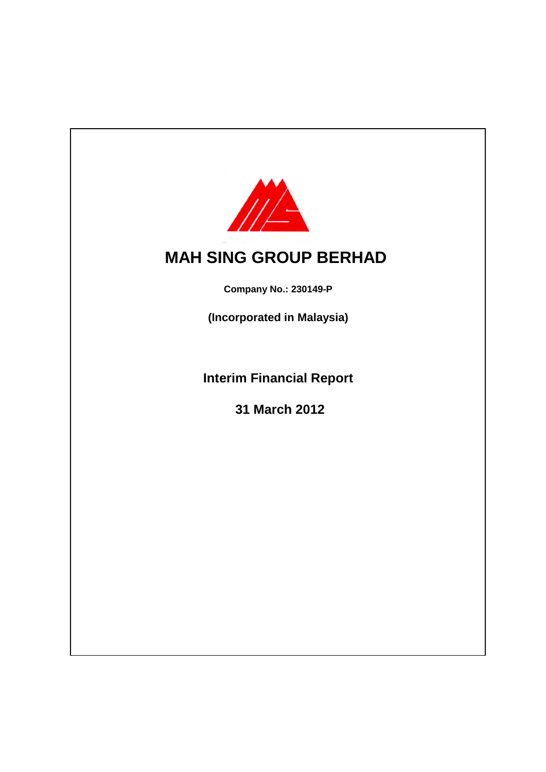# MAH SING GROUP BERHAD

**Company No.: 230149-P**

**(Incorporated in Malaysia)**

## Interim Financial Report

## 31 March 2012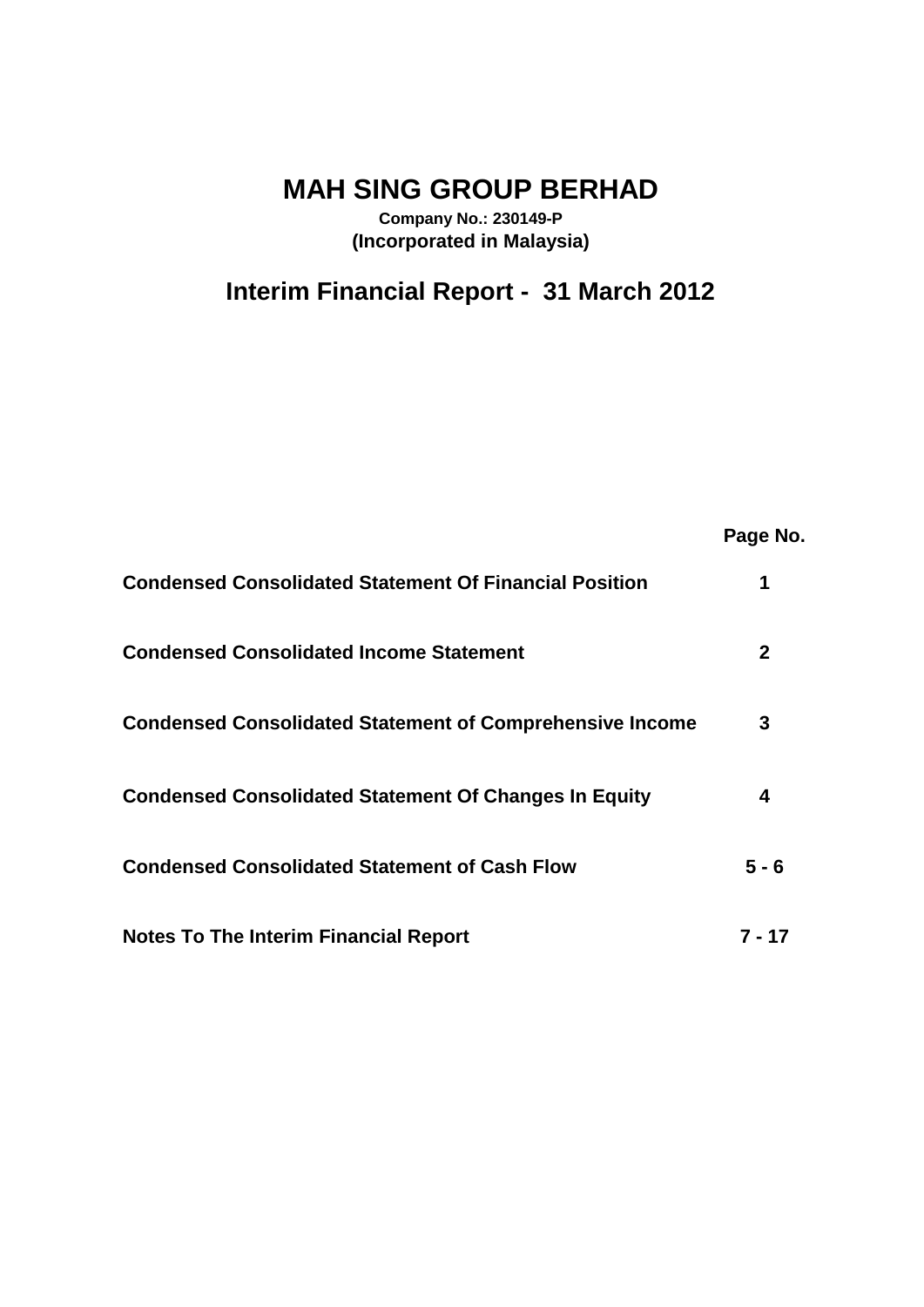# MAH SING GROUP BERHAD

**Company No.: 230149-P**
**(Incorporated in Malaysia)**

## Interim Financial Report - 31 March 2012

| | Page No. |
|---|---|
| **Condensed Consolidated Statement Of Financial Position** | **1** |
| **Condensed Consolidated Income Statement** | **2** |
| **Condensed Consolidated Statement of Comprehensive Income** | **3** |
| **Condensed Consolidated Statement Of Changes In Equity** | **4** |
| **Condensed Consolidated Statement of Cash Flow** | **5 - 6** |
| **Notes To The Interim Financial Report** | **7 - 17** |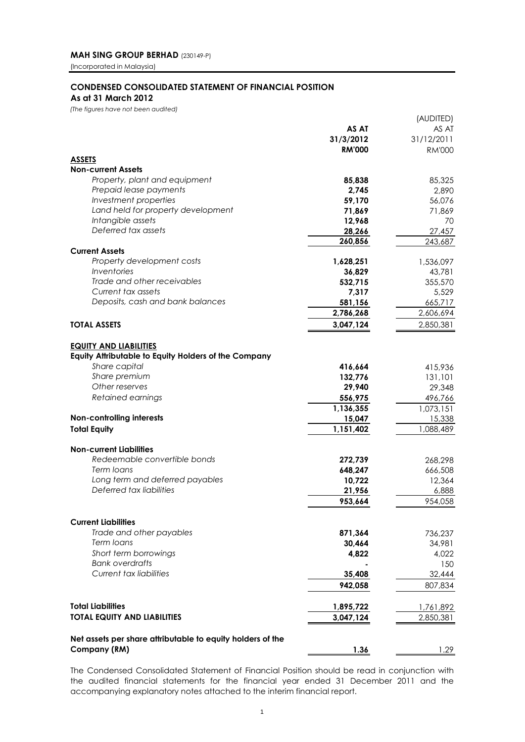**MAH SING GROUP BERHAD** (230149-P)
(Incorporated in Malaysia)

**CONDENSED CONSOLIDATED STATEMENT OF FINANCIAL POSITION**
**As at 31 March 2012**
*(The figures have not been audited)*

| | **AS AT 31/3/2012 RM'000** | (AUDITED) AS AT 31/12/2011 RM'000 |
|---|---|---|
| **ASSETS** | | |
| **Non-current Assets** | | |
| *Property, plant and equipment* | **85,838** | 85,325 |
| *Prepaid lease payments* | **2,745** | 2,890 |
| *Investment properties* | **59,170** | 56,076 |
| *Land held for property development* | **71,869** | 71,869 |
| *Intangible assets* | **12,968** | 70 |
| *Deferred tax assets* | **28,266** | 27,457 |
| | **260,856** | 243,687 |
| **Current Assets** | | |
| *Property development costs* | **1,628,251** | 1,536,097 |
| *Inventories* | **36,829** | 43,781 |
| *Trade and other receivables* | **532,715** | 355,570 |
| *Current tax assets* | **7,317** | 5,529 |
| *Deposits, cash and bank balances* | **581,156** | 665,717 |
| | **2,786,268** | 2,606,694 |
| **TOTAL ASSETS** | **3,047,124** | 2,850,381 |
| | | |
| **EQUITY AND LIABILITIES** | | |
| **Equity Attributable to Equity Holders of the Company** | | |
| *Share capital* | **416,664** | 415,936 |
| *Share premium* | **132,776** | 131,101 |
| *Other reserves* | **29,940** | 29,348 |
| *Retained earnings* | **556,975** | 496,766 |
| | **1,136,355** | 1,073,151 |
| **Non-controlling interests** | **15,047** | 15,338 |
| **Total Equity** | **1,151,402** | 1,088,489 |
| | | |
| **Non-current Liabilities** | | |
| *Redeemable convertible bonds* | **272,739** | 268,298 |
| *Term loans* | **648,247** | 666,508 |
| *Long term and deferred payables* | **10,722** | 12,364 |
| *Deferred tax liabilities* | **21,956** | 6,888 |
| | **953,664** | 954,058 |
| | | |
| **Current Liabilities** | | |
| *Trade and other payables* | **871,364** | 736,237 |
| *Term loans* | **30,464** | 34,981 |
| *Short term borrowings* | **4,822** | 4,022 |
| *Bank overdrafts* | **-** | 150 |
| *Current tax liabilities* | **35,408** | 32,444 |
| | **942,058** | 807,834 |
| | | |
| **Total Liabilities** | **1,895,722** | 1,761,892 |
| **TOTAL EQUITY AND LIABILITIES** | **3,047,124** | 2,850,381 |
| | | |
| **Net assets per share attributable to equity holders of the Company (RM)** | **1.36** | 1.29 |

The Condensed Consolidated Statement of Financial Position should be read in conjunction with the audited financial statements for the financial year ended 31 December 2011 and the accompanying explanatory notes attached to the interim financial report.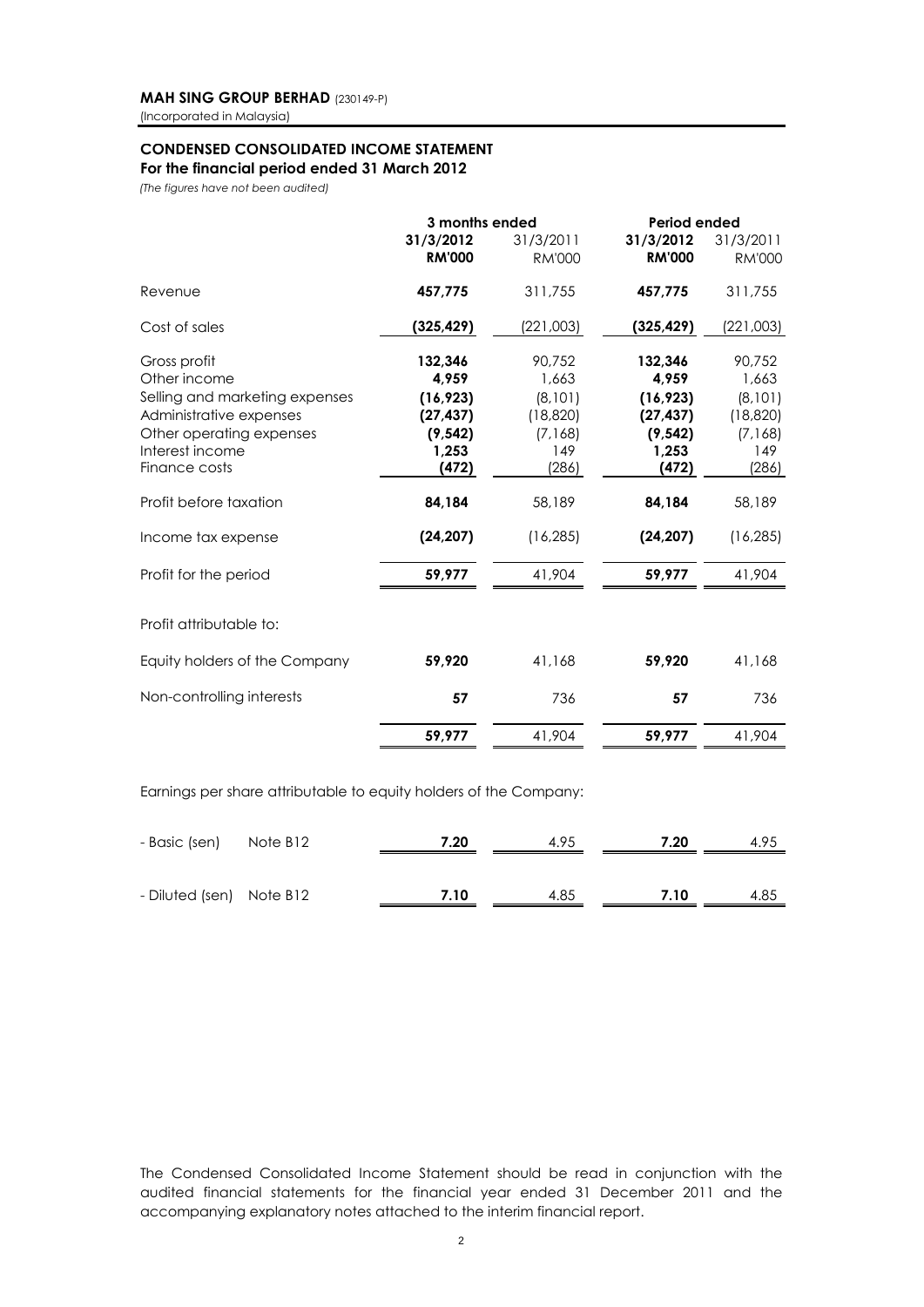**MAH SING GROUP BERHAD** (230149-P)
(Incorporated in Malaysia)

## CONDENSED CONSOLIDATED INCOME STATEMENT
### For the financial period ended 31 March 2012

*(The figures have not been audited)*

| | 3 months ended | | Period ended | |
|---|---|---|---|---|
| | **31/3/2012** | 31/3/2011 | **31/3/2012** | 31/3/2011 |
| | **RM'000** | RM'000 | **RM'000** | RM'000 |
| Revenue | **457,775** | 311,755 | **457,775** | 311,755 |
| Cost of sales | **(325,429)** | (221,003) | **(325,429)** | (221,003) |
| Gross profit | **132,346** | 90,752 | **132,346** | 90,752 |
| Other income | **4,959** | 1,663 | **4,959** | 1,663 |
| Selling and marketing expenses | **(16,923)** | (8,101) | **(16,923)** | (8,101) |
| Administrative expenses | **(27,437)** | (18,820) | **(27,437)** | (18,820) |
| Other operating expenses | **(9,542)** | (7,168) | **(9,542)** | (7,168) |
| Interest income | **1,253** | 149 | **1,253** | 149 |
| Finance costs | **(472)** | (286) | **(472)** | (286) |
| Profit before taxation | **84,184** | 58,189 | **84,184** | 58,189 |
| Income tax expense | **(24,207)** | (16,285) | **(24,207)** | (16,285) |
| Profit for the period | **59,977** | 41,904 | **59,977** | 41,904 |
| Profit attributable to: | | | | |
| Equity holders of the Company | **59,920** | 41,168 | **59,920** | 41,168 |
| Non-controlling interests | **57** | 736 | **57** | 736 |
| | **59,977** | 41,904 | **59,977** | 41,904 |

Earnings per share attributable to equity holders of the Company:

| | | | | | |
|---|---|---|---|---|---|
| - Basic (sen) | Note B12 | **7.20** | 4.95 | **7.20** | 4.95 |
| - Diluted (sen) | Note B12 | **7.10** | 4.85 | **7.10** | 4.85 |

The Condensed Consolidated Income Statement should be read in conjunction with the audited financial statements for the financial year ended 31 December 2011 and the accompanying explanatory notes attached to the interim financial report.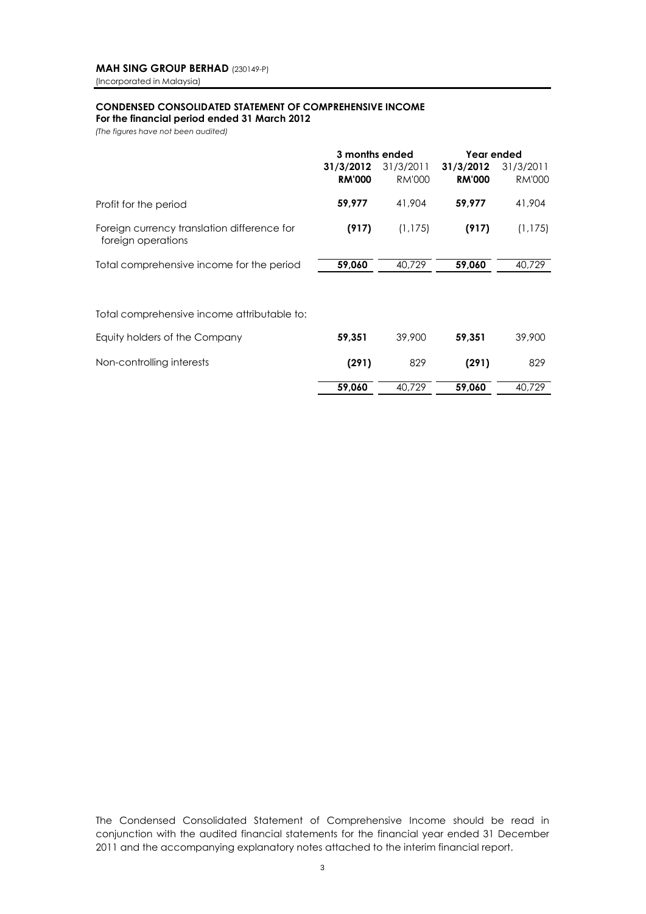**MAH SING GROUP BERHAD** (230149-P)
(Incorporated in Malaysia)

## CONDENSED CONSOLIDATED STATEMENT OF COMPREHENSIVE INCOME
**For the financial period ended 31 March 2012**
*(The figures have not been audited)*

| | 3 months ended | | Year ended | |
|---|---|---|---|---|
| | **31/3/2012** | 31/3/2011 | **31/3/2012** | 31/3/2011 |
| | **RM'000** | RM'000 | **RM'000** | RM'000 |
| Profit for the period | **59,977** | 41,904 | **59,977** | 41,904 |
| Foreign currency translation difference for foreign operations | **(917)** | (1,175) | **(917)** | (1,175) |
| Total comprehensive income for the period | **59,060** | 40,729 | **59,060** | 40,729 |
| | | | | |
| Total comprehensive income attributable to: | | | | |
| Equity holders of the Company | **59,351** | 39,900 | **59,351** | 39,900 |
| Non-controlling interests | **(291)** | 829 | **(291)** | 829 |
| | **59,060** | 40,729 | **59,060** | 40,729 |

The Condensed Consolidated Statement of Comprehensive Income should be read in conjunction with the audited financial statements for the financial year ended 31 December 2011 and the accompanying explanatory notes attached to the interim financial report.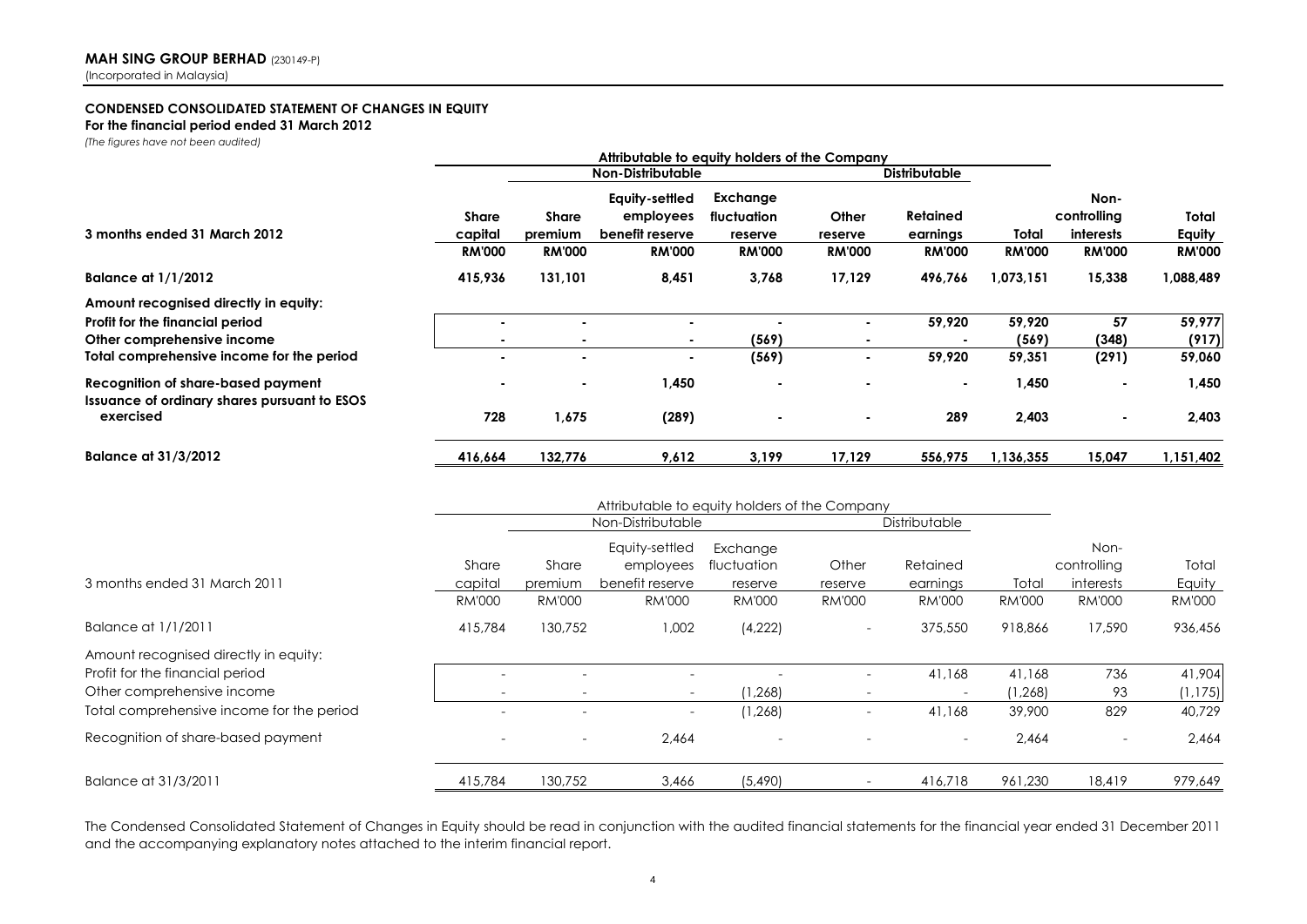**MAH SING GROUP BERHAD** (230149-P)
(Incorporated in Malaysia)

**CONDENSED CONSOLIDATED STATEMENT OF CHANGES IN EQUITY**
**For the financial period ended 31 March 2012**
*(The figures have not been audited)*

| | Attributable to equity holders of the Company | | | | | | | | |
|---|---|---|---|---|---|---|---|---|---|
| | | Non-Distributable | | | | Distributable | | | |
| **3 months ended 31 March 2012** | **Share capital** | **Share premium** | **Equity-settled employees benefit reserve** | **Exchange fluctuation reserve** | **Other reserve** | **Retained earnings** | **Total** | **Non-controlling interests** | **Total Equity** |
| | **RM'000** | **RM'000** | **RM'000** | **RM'000** | **RM'000** | **RM'000** | **RM'000** | **RM'000** | **RM'000** |
| **Balance at 1/1/2012** | **415,936** | **131,101** | **8,451** | **3,768** | **17,129** | **496,766** | **1,073,151** | **15,338** | **1,088,489** |
| **Amount recognised directly in equity:** | | | | | | | | | |
| **Profit for the financial period** | **-** | **-** | **-** | **-** | **-** | **59,920** | **59,920** | **57** | **59,977** |
| **Other comprehensive income** | **-** | **-** | **-** | **(569)** | **-** | **-** | **(569)** | **(348)** | **(917)** |
| **Total comprehensive income for the period** | **-** | **-** | **-** | **(569)** | **-** | **59,920** | **59,351** | **(291)** | **59,060** |
| **Recognition of share-based payment** | **-** | **-** | **1,450** | **-** | **-** | **-** | **1,450** | **-** | **1,450** |
| **Issuance of ordinary shares pursuant to ESOS exercised** | **728** | **1,675** | **(289)** | **-** | **-** | **289** | **2,403** | **-** | **2,403** |
| **Balance at 31/3/2012** | **416,664** | **132,776** | **9,612** | **3,199** | **17,129** | **556,975** | **1,136,355** | **15,047** | **1,151,402** |

| | Attributable to equity holders of the Company | | | | | | | | |
|---|---|---|---|---|---|---|---|---|---|
| | | Non-Distributable | | | | Distributable | | | |
| 3 months ended 31 March 2011 | Share capital | Share premium | Equity-settled employees benefit reserve | Exchange fluctuation reserve | Other reserve | Retained earnings | Total | Non-controlling interests | Total Equity |
| | RM'000 | RM'000 | RM'000 | RM'000 | RM'000 | RM'000 | RM'000 | RM'000 | RM'000 |
| Balance at 1/1/2011 | 415,784 | 130,752 | 1,002 | (4,222) | - | 375,550 | 918,866 | 17,590 | 936,456 |
| Amount recognised directly in equity: | | | | | | | | | |
| Profit for the financial period | - | - | - | - | - | 41,168 | 41,168 | 736 | 41,904 |
| Other comprehensive income | - | - | - | (1,268) | - | - | (1,268) | 93 | (1,175) |
| Total comprehensive income for the period | - | - | - | (1,268) | - | 41,168 | 39,900 | 829 | 40,729 |
| Recognition of share-based payment | - | - | 2,464 | - | - | - | 2,464 | - | 2,464 |
| Balance at 31/3/2011 | 415,784 | 130,752 | 3,466 | (5,490) | - | 416,718 | 961,230 | 18,419 | 979,649 |

The Condensed Consolidated Statement of Changes in Equity should be read in conjunction with the audited financial statements for the financial year ended 31 December 2011 and the accompanying explanatory notes attached to the interim financial report.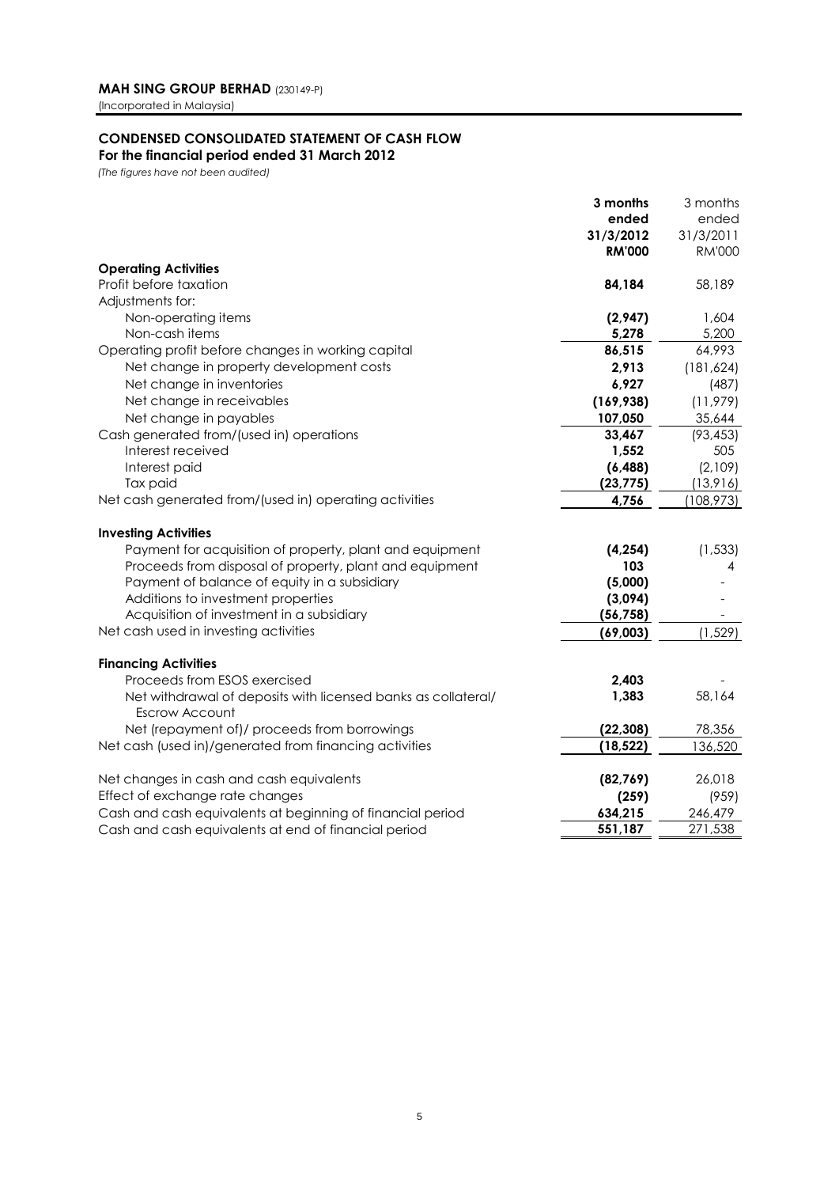**MAH SING GROUP BERHAD** (230149-P)
(Incorporated in Malaysia)

## CONDENSED CONSOLIDATED STATEMENT OF CASH FLOW
**For the financial period ended 31 March 2012**
*(The figures have not been audited)*

| | **3 months ended 31/3/2012 RM'000** | 3 months ended 31/3/2011 RM'000 |
|---|---|---|
| **Operating Activities** | | |
| Profit before taxation | **84,184** | 58,189 |
| Adjustments for: | | |
| Non-operating items | **(2,947)** | 1,604 |
| Non-cash items | **5,278** | 5,200 |
| Operating profit before changes in working capital | **86,515** | 64,993 |
| Net change in property development costs | **2,913** | (181,624) |
| Net change in inventories | **6,927** | (487) |
| Net change in receivables | **(169,938)** | (11,979) |
| Net change in payables | **107,050** | 35,644 |
| Cash generated from/(used in) operations | **33,467** | (93,453) |
| Interest received | **1,552** | 505 |
| Interest paid | **(6,488)** | (2,109) |
| Tax paid | **(23,775)** | (13,916) |
| Net cash generated from/(used in) operating activities | **4,756** | (108,973) |
| **Investing Activities** | | |
| Payment for acquisition of property, plant and equipment | **(4,254)** | (1,533) |
| Proceeds from disposal of property, plant and equipment | **103** | 4 |
| Payment of balance of equity in a subsidiary | **(5,000)** | - |
| Additions to investment properties | **(3,094)** | - |
| Acquisition of investment in a subsidiary | **(56,758)** | - |
| Net cash used in investing activities | **(69,003)** | (1,529) |
| **Financing Activities** | | |
| Proceeds from ESOS exercised | **2,403** | - |
| Net withdrawal of deposits with licensed banks as collateral/ Escrow Account | **1,383** | 58,164 |
| Net (repayment of)/ proceeds from borrowings | **(22,308)** | 78,356 |
| Net cash (used in)/generated from financing activities | **(18,522)** | 136,520 |
| Net changes in cash and cash equivalents | **(82,769)** | 26,018 |
| Effect of exchange rate changes | **(259)** | (959) |
| Cash and cash equivalents at beginning of financial period | **634,215** | 246,479 |
| Cash and cash equivalents at end of financial period | **551,187** | 271,538 |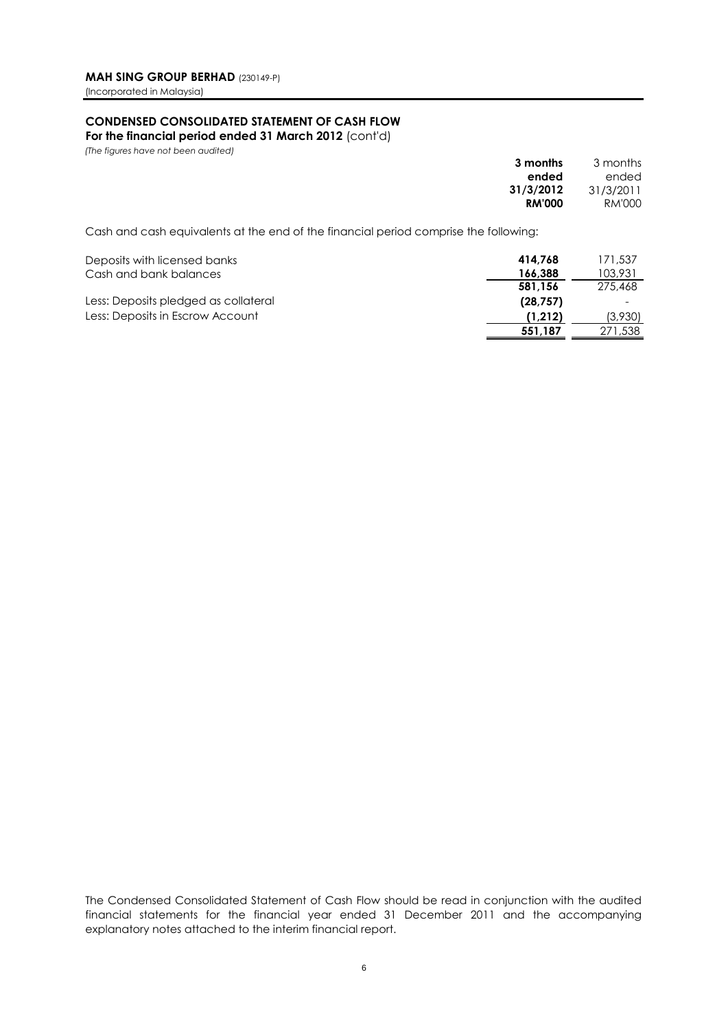**MAH SING GROUP BERHAD** (230149-P)
(Incorporated in Malaysia)

## CONDENSED CONSOLIDATED STATEMENT OF CASH FLOW

**For the financial period ended 31 March 2012** (cont'd)

*(The figures have not been audited)*

Cash and cash equivalents at the end of the financial period comprise the following:

| | **3 months ended 31/3/2012 RM'000** | 3 months ended 31/3/2011 RM'000 |
|---|---|---|
| Deposits with licensed banks | **414,768** | 171,537 |
| Cash and bank balances | **166,388** | 103,931 |
| | **581,156** | 275,468 |
| Less: Deposits pledged as collateral | **(28,757)** | - |
| Less: Deposits in Escrow Account | **(1,212)** | (3,930) |
| | **551,187** | 271,538 |

The Condensed Consolidated Statement of Cash Flow should be read in conjunction with the audited financial statements for the financial year ended 31 December 2011 and the accompanying explanatory notes attached to the interim financial report.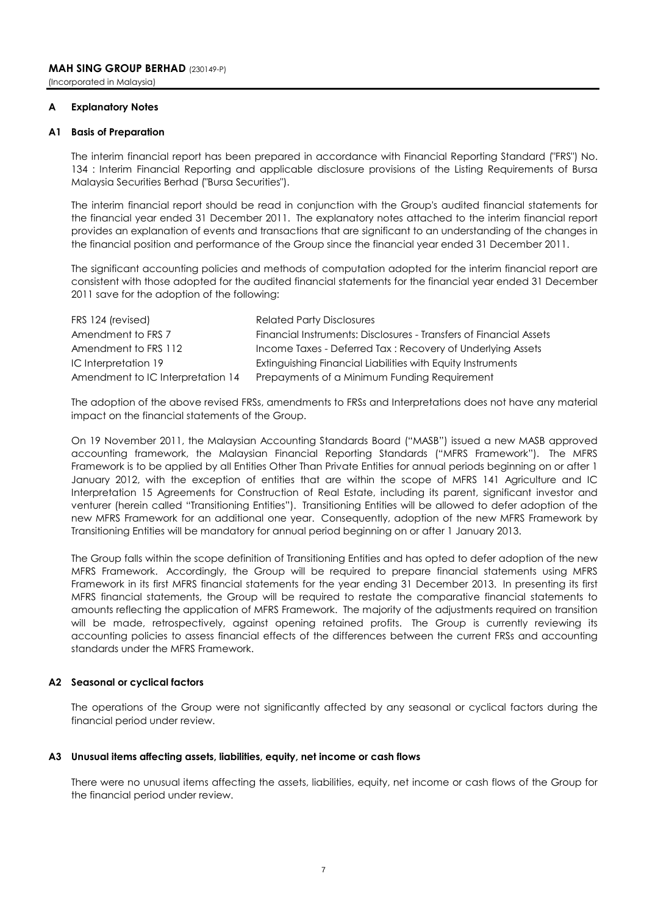**MAH SING GROUP BERHAD** (230149-P)
(Incorporated in Malaysia)

## A Explanatory Notes

### A1 Basis of Preparation

The interim financial report has been prepared in accordance with Financial Reporting Standard ("FRS") No. 134 : Interim Financial Reporting and applicable disclosure provisions of the Listing Requirements of Bursa Malaysia Securities Berhad ("Bursa Securities").

The interim financial report should be read in conjunction with the Group's audited financial statements for the financial year ended 31 December 2011. The explanatory notes attached to the interim financial report provides an explanation of events and transactions that are significant to an understanding of the changes in the financial position and performance of the Group since the financial year ended 31 December 2011.

The significant accounting policies and methods of computation adopted for the interim financial report are consistent with those adopted for the audited financial statements for the financial year ended 31 December 2011 save for the adoption of the following:

| | |
|---|---|
| FRS 124 (revised) | Related Party Disclosures |
| Amendment to FRS 7 | Financial Instruments: Disclosures - Transfers of Financial Assets |
| Amendment to FRS 112 | Income Taxes - Deferred Tax : Recovery of Underlying Assets |
| IC Interpretation 19 | Extinguishing Financial Liabilities with Equity Instruments |
| Amendment to IC Interpretation 14 | Prepayments of a Minimum Funding Requirement |

The adoption of the above revised FRSs, amendments to FRSs and Interpretations does not have any material impact on the financial statements of the Group.

On 19 November 2011, the Malaysian Accounting Standards Board ("MASB") issued a new MASB approved accounting framework, the Malaysian Financial Reporting Standards ("MFRS Framework"). The MFRS Framework is to be applied by all Entities Other Than Private Entities for annual periods beginning on or after 1 January 2012, with the exception of entities that are within the scope of MFRS 141 Agriculture and IC Interpretation 15 Agreements for Construction of Real Estate, including its parent, significant investor and venturer (herein called "Transitioning Entities"). Transitioning Entities will be allowed to defer adoption of the new MFRS Framework for an additional one year. Consequently, adoption of the new MFRS Framework by Transitioning Entities will be mandatory for annual period beginning on or after 1 January 2013.

The Group falls within the scope definition of Transitioning Entities and has opted to defer adoption of the new MFRS Framework. Accordingly, the Group will be required to prepare financial statements using MFRS Framework in its first MFRS financial statements for the year ending 31 December 2013. In presenting its first MFRS financial statements, the Group will be required to restate the comparative financial statements to amounts reflecting the application of MFRS Framework. The majority of the adjustments required on transition will be made, retrospectively, against opening retained profits. The Group is currently reviewing its accounting policies to assess financial effects of the differences between the current FRSs and accounting standards under the MFRS Framework.

### A2 Seasonal or cyclical factors

The operations of the Group were not significantly affected by any seasonal or cyclical factors during the financial period under review.

### A3 Unusual items affecting assets, liabilities, equity, net income or cash flows

There were no unusual items affecting the assets, liabilities, equity, net income or cash flows of the Group for the financial period under review.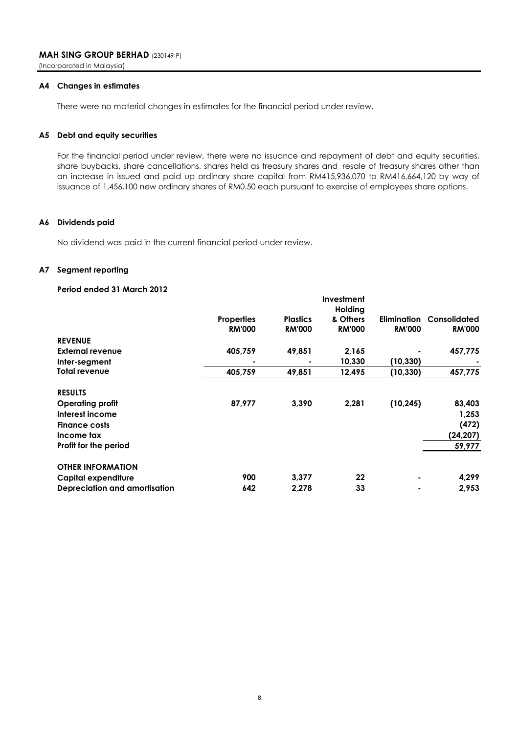**MAH SING GROUP BERHAD** (230149-P)
(Incorporated in Malaysia)

### A4 Changes in estimates

There were no material changes in estimates for the financial period under review.

### A5 Debt and equity securities

For the financial period under review, there were no issuance and repayment of debt and equity securities, share buybacks, share cancellations, shares held as treasury shares and resale of treasury shares other than an increase in issued and paid up ordinary share capital from RM415,936,070 to RM416,664,120 by way of issuance of 1,456,100 new ordinary shares of RM0.50 each pursuant to exercise of employees share options.

### A6 Dividends paid

No dividend was paid in the current financial period under review.

### A7 Segment reporting

**Period ended 31 March 2012**

| | Properties RM'000 | Plastics RM'000 | Investment Holding & Others RM'000 | Elimination RM'000 | Consolidated RM'000 |
|---|---|---|---|---|---|
| **REVENUE** | | | | | |
| **External revenue** | 405,759 | 49,851 | 2,165 | - | 457,775 |
| **Inter-segment** | - | - | 10,330 | (10,330) | - |
| **Total revenue** | 405,759 | 49,851 | 12,495 | (10,330) | 457,775 |
| **RESULTS** | | | | | |
| **Operating profit** | 87,977 | 3,390 | 2,281 | (10,245) | 83,403 |
| **Interest income** | | | | | 1,253 |
| **Finance costs** | | | | | (472) |
| **Income tax** | | | | | (24,207) |
| **Profit for the period** | | | | | 59,977 |
| **OTHER INFORMATION** | | | | | |
| **Capital expenditure** | 900 | 3,377 | 22 | - | 4,299 |
| **Depreciation and amortisation** | 642 | 2,278 | 33 | - | 2,953 |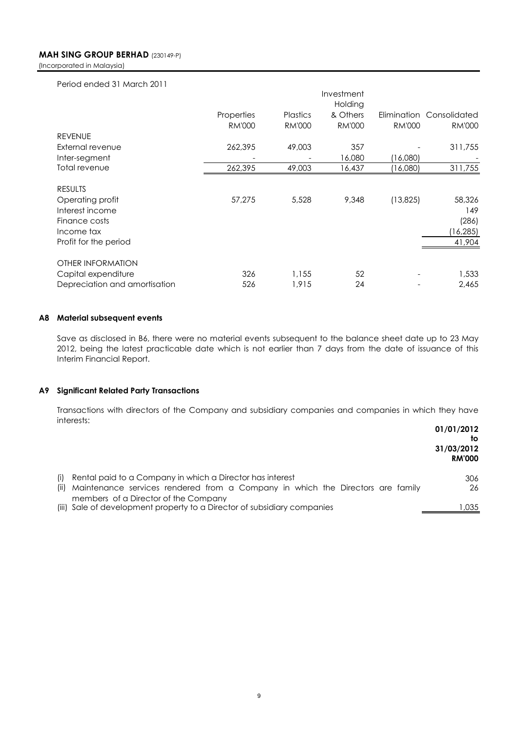Period ended 31 March 2011

| | Properties RM'000 | Plastics RM'000 | Investment Holding & Others RM'000 | Elimination RM'000 | Consolidated RM'000 |
|---|---|---|---|---|---|
| **REVENUE** | | | | | |
| External revenue | 262,395 | 49,003 | 357 | - | 311,755 |
| Inter-segment | - | - | 16,080 | (16,080) | - |
| Total revenue | 262,395 | 49,003 | 16,437 | (16,080) | 311,755 |
| **RESULTS** | | | | | |
| Operating profit | 57,275 | 5,528 | 9,348 | (13,825) | 58,326 |
| Interest income | | | | | 149 |
| Finance costs | | | | | (286) |
| Income tax | | | | | (16,285) |
| Profit for the period | | | | | 41,904 |
| **OTHER INFORMATION** | | | | | |
| Capital expenditure | 326 | 1,155 | 52 | - | 1,533 |
| Depreciation and amortisation | 526 | 1,915 | 24 | - | 2,465 |

## A8 Material subsequent events

Save as disclosed in B6, there were no material events subsequent to the balance sheet date up to 23 May 2012, being the latest practicable date which is not earlier than 7 days from the date of issuance of this Interim Financial Report.

## A9 Significant Related Party Transactions

Transactions with directors of the Company and subsidiary companies and companies in which they have interests:

| | **01/01/2012 to 31/03/2012 RM'000** |
|---|---|
| (i) Rental paid to a Company in which a Director has interest | 306 |
| (ii) Maintenance services rendered from a Company in which the Directors are family members of a Director of the Company | 26 |
| (iii) Sale of development property to a Director of subsidiary companies | 1,035 |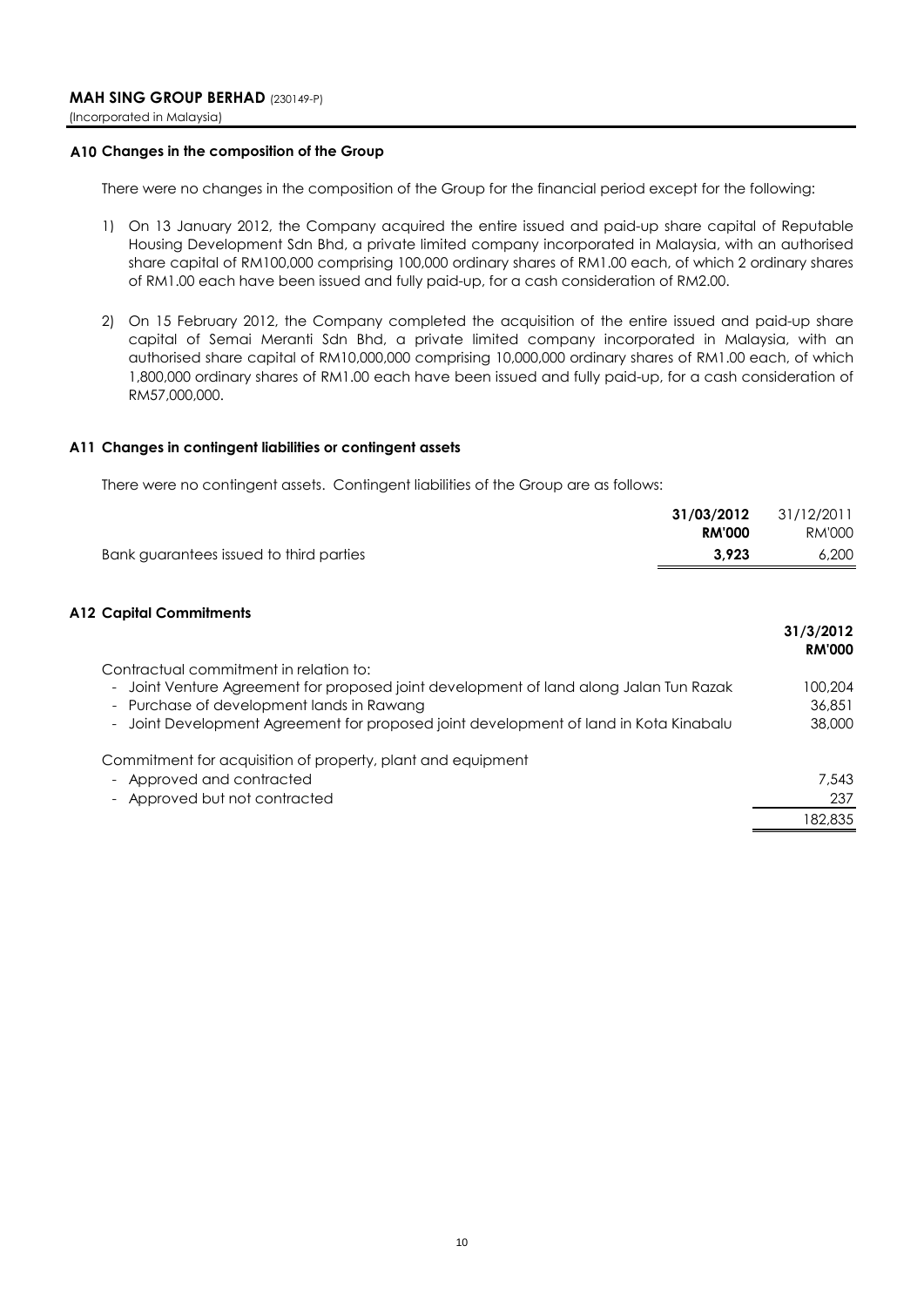## A10 Changes in the composition of the Group

There were no changes in the composition of the Group for the financial period except for the following:

1) On 13 January 2012, the Company acquired the entire issued and paid-up share capital of Reputable Housing Development Sdn Bhd, a private limited company incorporated in Malaysia, with an authorised share capital of RM100,000 comprising 100,000 ordinary shares of RM1.00 each, of which 2 ordinary shares of RM1.00 each have been issued and fully paid-up, for a cash consideration of RM2.00.

2) On 15 February 2012, the Company completed the acquisition of the entire issued and paid-up share capital of Semai Meranti Sdn Bhd, a private limited company incorporated in Malaysia, with an authorised share capital of RM10,000,000 comprising 10,000,000 ordinary shares of RM1.00 each, of which 1,800,000 ordinary shares of RM1.00 each have been issued and fully paid-up, for a cash consideration of RM57,000,000.

## A11 Changes in contingent liabilities or contingent assets

There were no contingent assets. Contingent liabilities of the Group are as follows:

| | **31/03/2012** | 31/12/2011 |
|---|---|---|
| | **RM'000** | RM'000 |
| Bank guarantees issued to third parties | **3,923** | 6,200 |

## A12 Capital Commitments

| | **31/3/2012** |
|---|---|
| | **RM'000** |
| Contractual commitment in relation to: | |
| - Joint Venture Agreement for proposed joint development of land along Jalan Tun Razak | 100,204 |
| - Purchase of development lands in Rawang | 36,851 |
| - Joint Development Agreement for proposed joint development of land in Kota Kinabalu | 38,000 |
| Commitment for acquisition of property, plant and equipment | |
| - Approved and contracted | 7,543 |
| - Approved but not contracted | 237 |
| | 182,835 |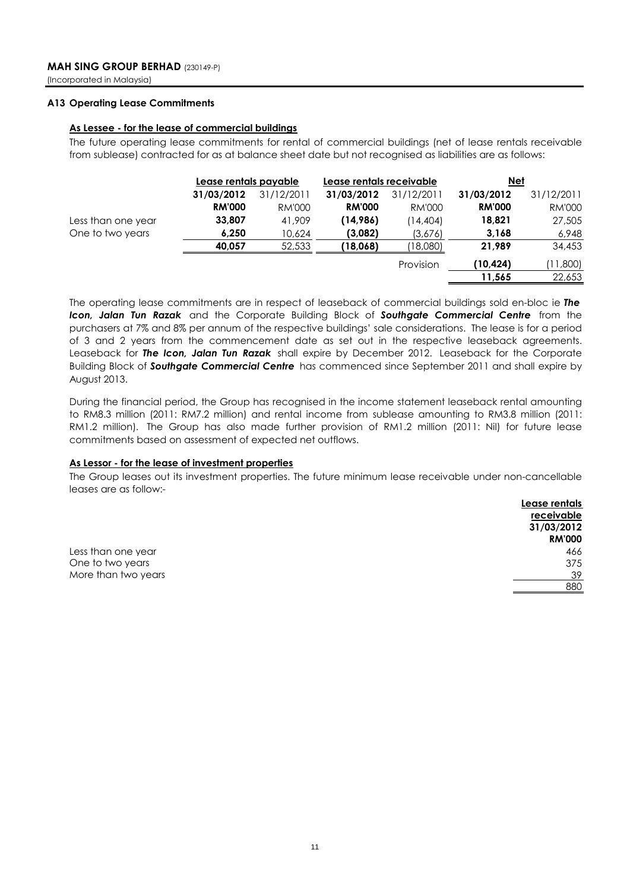**MAH SING GROUP BERHAD** (230149-P)
(Incorporated in Malaysia)

### A13 Operating Lease Commitments

**As Lessee - for the lease of commercial buildings**

The future operating lease commitments for rental of commercial buildings (net of lease rentals receivable from sublease) contracted for as at balance sheet date but not recognised as liabilities are as follows:

| | Lease rentals payable | | Lease rentals receivable | | Net | |
|---|---|---|---|---|---|---|
| | **31/03/2012** | 31/12/2011 | **31/03/2012** | 31/12/2011 | **31/03/2012** | 31/12/2011 |
| | **RM'000** | RM'000 | **RM'000** | RM'000 | **RM'000** | RM'000 |
| Less than one year | **33,807** | 41,909 | **(14,986)** | (14,404) | **18,821** | 27,505 |
| One to two years | **6,250** | 10,624 | **(3,082)** | (3,676) | **3,168** | 6,948 |
| | **40,057** | 52,533 | **(18,068)** | (18,080) | **21,989** | 34,453 |
| | | | | Provision | **(10,424)** | (11,800) |
| | | | | | **11,565** | 22,653 |

The operating lease commitments are in respect of leaseback of commercial buildings sold en-bloc ie ***The Icon, Jalan Tun Razak*** and the Corporate Building Block of ***Southgate Commercial Centre*** from the purchasers at 7% and 8% per annum of the respective buildings' sale considerations. The lease is for a period of 3 and 2 years from the commencement date as set out in the respective leaseback agreements. Leaseback for ***The Icon, Jalan Tun Razak*** shall expire by December 2012. Leaseback for the Corporate Building Block of ***Southgate Commercial Centre*** has commenced since September 2011 and shall expire by August 2013.

During the financial period, the Group has recognised in the income statement leaseback rental amounting to RM8.3 million (2011: RM7.2 million) and rental income from sublease amounting to RM3.8 million (2011: RM1.2 million). The Group has also made further provision of RM1.2 million (2011: Nil) for future lease commitments based on assessment of expected net outflows.

**As Lessor - for the lease of investment properties**

The Group leases out its investment properties. The future minimum lease receivable under non-cancellable leases are as follow:-

| | Lease rentals receivable |
|---|---|
| | **31/03/2012** |
| | **RM'000** |
| Less than one year | 466 |
| One to two years | 375 |
| More than two years | 39 |
| | 880 |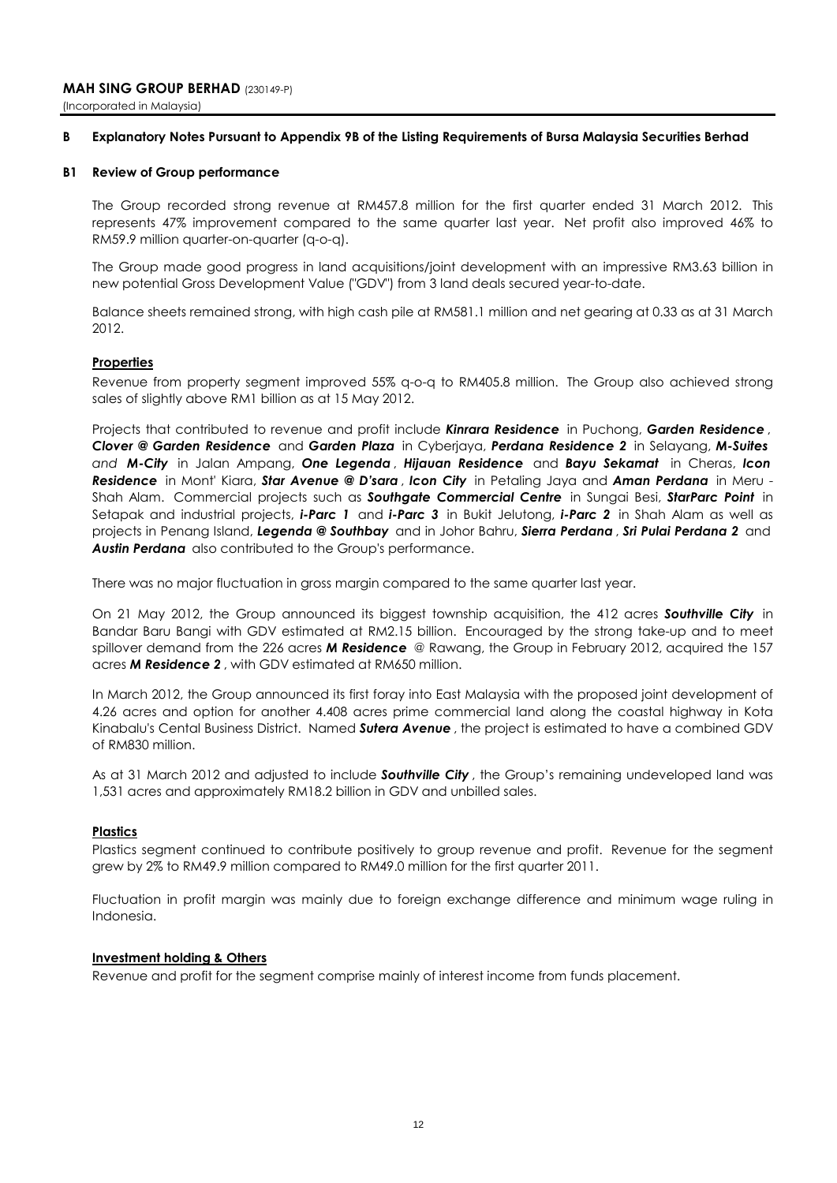## B Explanatory Notes Pursuant to Appendix 9B of the Listing Requirements of Bursa Malaysia Securities Berhad

### B1 Review of Group performance

The Group recorded strong revenue at RM457.8 million for the first quarter ended 31 March 2012. This represents 47% improvement compared to the same quarter last year. Net profit also improved 46% to RM59.9 million quarter-on-quarter (q-o-q).

The Group made good progress in land acquisitions/joint development with an impressive RM3.63 billion in new potential Gross Development Value ("GDV") from 3 land deals secured year-to-date.

Balance sheets remained strong, with high cash pile at RM581.1 million and net gearing at 0.33 as at 31 March 2012.

**Properties**

Revenue from property segment improved 55% q-o-q to RM405.8 million. The Group also achieved strong sales of slightly above RM1 billion as at 15 May 2012.

Projects that contributed to revenue and profit include ***Kinrara Residence*** in Puchong, ***Garden Residence*** , ***Clover @ Garden Residence*** and ***Garden Plaza*** in Cyberjaya, ***Perdana Residence 2*** in Selayang, ***M-Suites*** *and* ***M-City*** in Jalan Ampang, ***One Legenda*** , ***Hijauan Residence*** and ***Bayu Sekamat*** in Cheras, ***Icon Residence*** in Mont' Kiara, ***Star Avenue @ D'sara*** , ***Icon City*** in Petaling Jaya and ***Aman Perdana*** in Meru - Shah Alam. Commercial projects such as ***Southgate Commercial Centre*** in Sungai Besi, ***StarParc Point*** in Setapak and industrial projects, ***i-Parc 1*** and ***i-Parc 3*** in Bukit Jelutong, ***i-Parc 2*** in Shah Alam as well as projects in Penang Island, ***Legenda @ Southbay*** and in Johor Bahru, ***Sierra Perdana*** , ***Sri Pulai Perdana 2*** and ***Austin Perdana*** also contributed to the Group's performance.

There was no major fluctuation in gross margin compared to the same quarter last year.

On 21 May 2012, the Group announced its biggest township acquisition, the 412 acres ***Southville City*** in Bandar Baru Bangi with GDV estimated at RM2.15 billion. Encouraged by the strong take-up and to meet spillover demand from the 226 acres ***M Residence*** @ Rawang, the Group in February 2012, acquired the 157 acres ***M Residence 2*** , with GDV estimated at RM650 million.

In March 2012, the Group announced its first foray into East Malaysia with the proposed joint development of 4.26 acres and option for another 4.408 acres prime commercial land along the coastal highway in Kota Kinabalu's Cental Business District. Named ***Sutera Avenue*** , the project is estimated to have a combined GDV of RM830 million.

As at 31 March 2012 and adjusted to include ***Southville City*** , the Group's remaining undeveloped land was 1,531 acres and approximately RM18.2 billion in GDV and unbilled sales.

**Plastics**

Plastics segment continued to contribute positively to group revenue and profit. Revenue for the segment grew by 2% to RM49.9 million compared to RM49.0 million for the first quarter 2011.

Fluctuation in profit margin was mainly due to foreign exchange difference and minimum wage ruling in Indonesia.

**Investment holding & Others**

Revenue and profit for the segment comprise mainly of interest income from funds placement.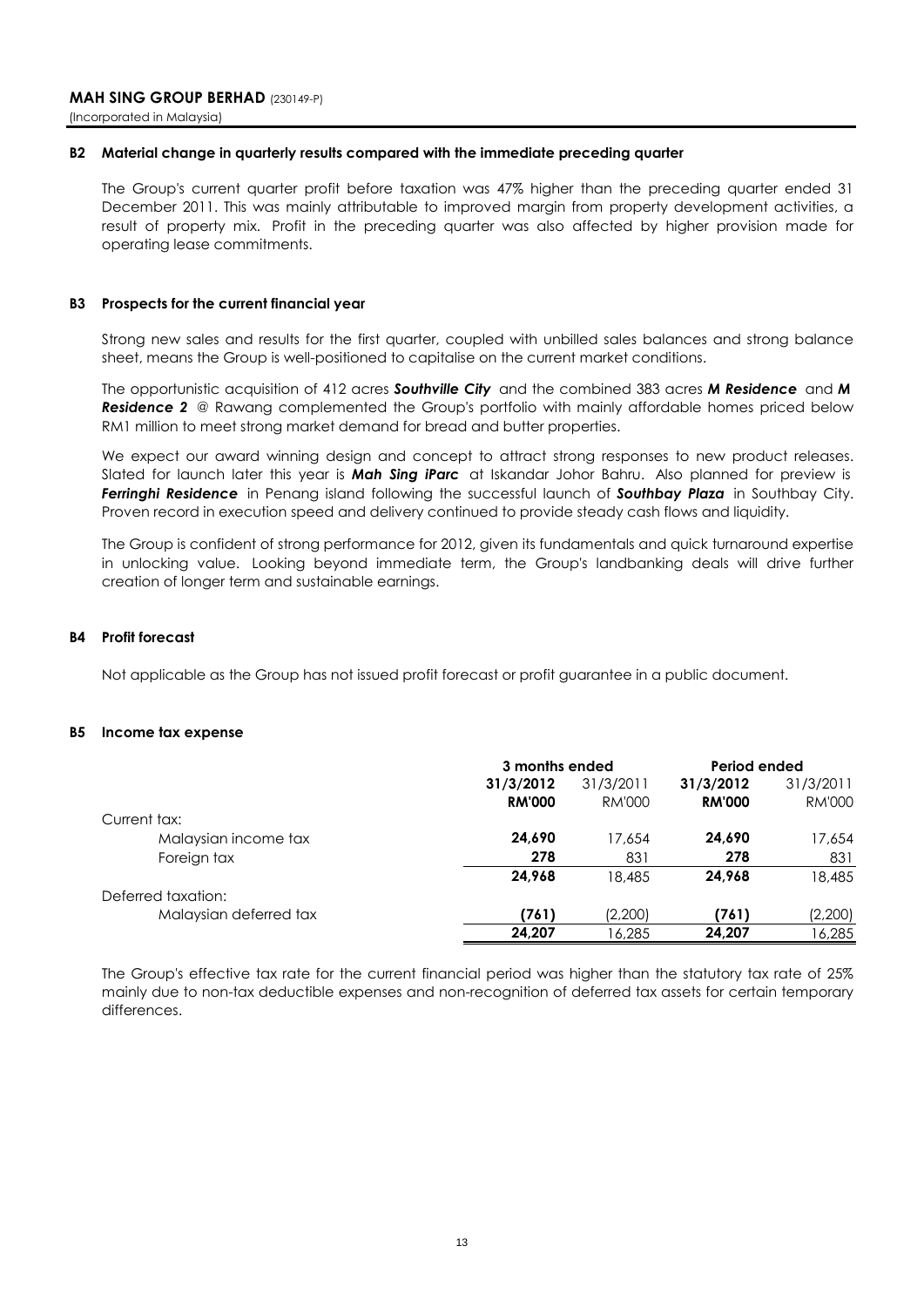### B2 Material change in quarterly results compared with the immediate preceding quarter

The Group's current quarter profit before taxation was 47% higher than the preceding quarter ended 31 December 2011. This was mainly attributable to improved margin from property development activities, a result of property mix. Profit in the preceding quarter was also affected by higher provision made for operating lease commitments.

### B3 Prospects for the current financial year

Strong new sales and results for the first quarter, coupled with unbilled sales balances and strong balance sheet, means the Group is well-positioned to capitalise on the current market conditions.

The opportunistic acquisition of 412 acres ***Southville City*** and the combined 383 acres ***M Residence*** and ***M Residence 2*** @ Rawang complemented the Group's portfolio with mainly affordable homes priced below RM1 million to meet strong market demand for bread and butter properties.

We expect our award winning design and concept to attract strong responses to new product releases. Slated for launch later this year is ***Mah Sing iParc*** at Iskandar Johor Bahru. Also planned for preview is ***Ferringhi Residence*** in Penang island following the successful launch of ***Southbay Plaza*** in Southbay City. Proven record in execution speed and delivery continued to provide steady cash flows and liquidity.

The Group is confident of strong performance for 2012, given its fundamentals and quick turnaround expertise in unlocking value. Looking beyond immediate term, the Group's landbanking deals will drive further creation of longer term and sustainable earnings.

### B4 Profit forecast

Not applicable as the Group has not issued profit forecast or profit guarantee in a public document.

### B5 Income tax expense

| | 3 months ended | | Period ended | |
|---|---|---|---|---|
| | **31/3/2012** | 31/3/2011 | **31/3/2012** | 31/3/2011 |
| | **RM'000** | RM'000 | **RM'000** | RM'000 |
| Current tax: | | | | |
| Malaysian income tax | **24,690** | 17,654 | **24,690** | 17,654 |
| Foreign tax | **278** | 831 | **278** | 831 |
| | **24,968** | 18,485 | **24,968** | 18,485 |
| Deferred taxation: | | | | |
| Malaysian deferred tax | **(761)** | (2,200) | **(761)** | (2,200) |
| | **24,207** | 16,285 | **24,207** | 16,285 |

The Group's effective tax rate for the current financial period was higher than the statutory tax rate of 25% mainly due to non-tax deductible expenses and non-recognition of deferred tax assets for certain temporary differences.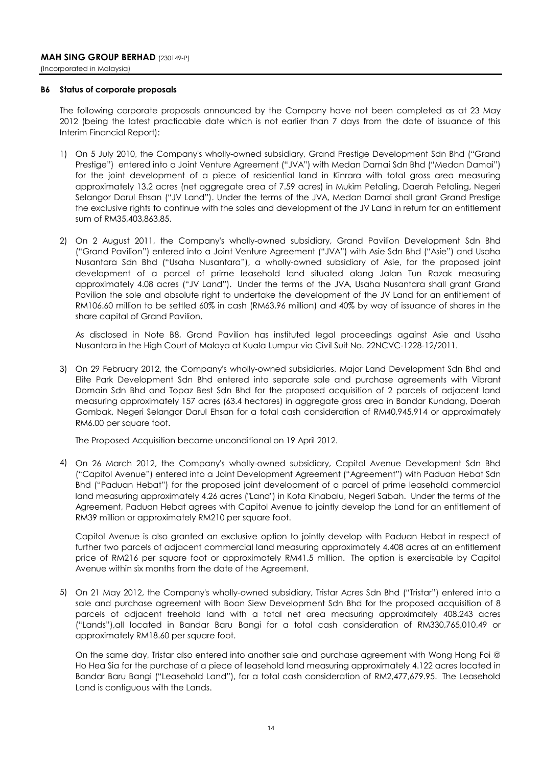### B6 Status of corporate proposals

The following corporate proposals announced by the Company have not been completed as at 23 May 2012 (being the latest practicable date which is not earlier than 7 days from the date of issuance of this Interim Financial Report):

1) On 5 July 2010, the Company's wholly-owned subsidiary, Grand Prestige Development Sdn Bhd ("Grand Prestige") entered into a Joint Venture Agreement ("JVA") with Medan Damai Sdn Bhd ("Medan Damai") for the joint development of a piece of residential land in Kinrara with total gross area measuring approximately 13.2 acres (net aggregate area of 7.59 acres) in Mukim Petaling, Daerah Petaling, Negeri Selangor Darul Ehsan ("JV Land"). Under the terms of the JVA, Medan Damai shall grant Grand Prestige the exclusive rights to continue with the sales and development of the JV Land in return for an entitlement sum of RM35,403,863.85.

2) On 2 August 2011, the Company's wholly-owned subsidiary, Grand Pavilion Development Sdn Bhd ("Grand Pavilion") entered into a Joint Venture Agreement ("JVA") with Asie Sdn Bhd ("Asie") and Usaha Nusantara Sdn Bhd ("Usaha Nusantara"), a wholly-owned subsidiary of Asie, for the proposed joint development of a parcel of prime leasehold land situated along Jalan Tun Razak measuring approximately 4.08 acres ("JV Land"). Under the terms of the JVA, Usaha Nusantara shall grant Grand Pavilion the sole and absolute right to undertake the development of the JV Land for an entitlement of RM106.60 million to be settled 60% in cash (RM63.96 million) and 40% by way of issuance of shares in the share capital of Grand Pavilion.

   As disclosed in Note B8, Grand Pavilion has instituted legal proceedings against Asie and Usaha Nusantara in the High Court of Malaya at Kuala Lumpur via Civil Suit No. 22NCVC-1228-12/2011.

3) On 29 February 2012, the Company's wholly-owned subsidiaries, Major Land Development Sdn Bhd and Elite Park Development Sdn Bhd entered into separate sale and purchase agreements with Vibrant Domain Sdn Bhd and Topaz Best Sdn Bhd for the proposed acquisition of 2 parcels of adjacent land measuring approximately 157 acres (63.4 hectares) in aggregate gross area in Bandar Kundang, Daerah Gombak, Negeri Selangor Darul Ehsan for a total cash consideration of RM40,945,914 or approximately RM6.00 per square foot.

   The Proposed Acquisition became unconditional on 19 April 2012.

4) On 26 March 2012, the Company's wholly-owned subsidiary, Capitol Avenue Development Sdn Bhd ("Capitol Avenue") entered into a Joint Development Agreement ("Agreement") with Paduan Hebat Sdn Bhd ("Paduan Hebat") for the proposed joint development of a parcel of prime leasehold commercial land measuring approximately 4.26 acres ("Land") in Kota Kinabalu, Negeri Sabah. Under the terms of the Agreement, Paduan Hebat agrees with Capitol Avenue to jointly develop the Land for an entitlement of RM39 million or approximately RM210 per square foot.

   Capitol Avenue is also granted an exclusive option to jointly develop with Paduan Hebat in respect of further two parcels of adjacent commercial land measuring approximately 4.408 acres at an entitlement price of RM216 per square foot or approximately RM41.5 million. The option is exercisable by Capitol Avenue within six months from the date of the Agreement.

5) On 21 May 2012, the Company's wholly-owned subsidiary, Tristar Acres Sdn Bhd ("Tristar") entered into a sale and purchase agreement with Boon Siew Development Sdn Bhd for the proposed acquisition of 8 parcels of adjacent freehold land with a total net area measuring approximately 408.243 acres ("Lands"),all located in Bandar Baru Bangi for a total cash consideration of RM330,765,010.49 or approximately RM18.60 per square foot.

   On the same day, Tristar also entered into another sale and purchase agreement with Wong Hong Foi @ Ho Hea Sia for the purchase of a piece of leasehold land measuring approximately 4.122 acres located in Bandar Baru Bangi ("Leasehold Land"), for a total cash consideration of RM2,477,679.95. The Leasehold Land is contiguous with the Lands.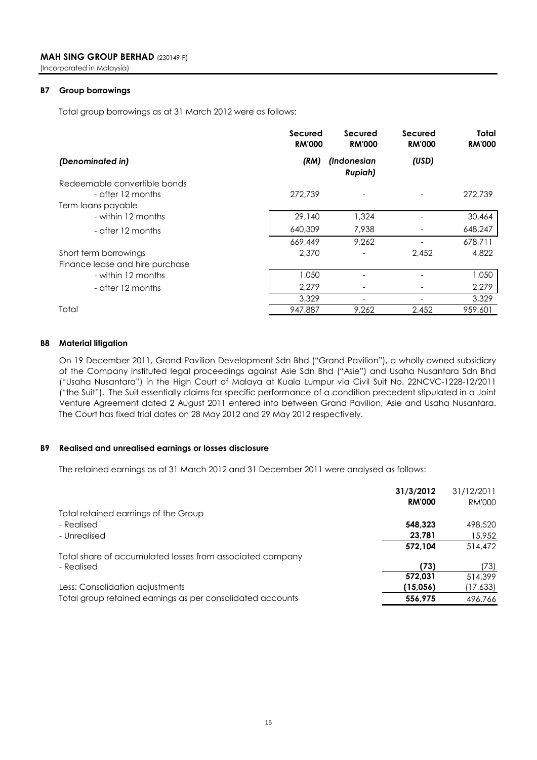**MAH SING GROUP BERHAD** (230149-P)
(Incorporated in Malaysia)

### B7 Group borrowings

Total group borrowings as at 31 March 2012 were as follows:

| | Secured RM'000 | Secured RM'000 | Secured RM'000 | Total RM'000 |
|---|---|---|---|---|
| *(Denominated in)* | *(RM)* | *(Indonesian Rupiah)* | *(USD)* | |
| Redeemable convertible bonds | | | | |
| - after 12 months | 272,739 | - | - | 272,739 |
| Term loans payable | | | | |
| - within 12 months | 29,140 | 1,324 | - | 30,464 |
| - after 12 months | 640,309 | 7,938 | - | 648,247 |
| | 669,449 | 9,262 | - | 678,711 |
| Short term borrowings | 2,370 | - | 2,452 | 4,822 |
| Finance lease and hire purchase | | | | |
| - within 12 months | 1,050 | - | - | 1,050 |
| - after 12 months | 2,279 | - | - | 2,279 |
| | 3,329 | - | - | 3,329 |
| Total | 947,887 | 9,262 | 2,452 | 959,601 |

### B8 Material litigation

On 19 December 2011, Grand Pavilion Development Sdn Bhd ("Grand Pavilion"), a wholly-owned subsidiary of the Company instituted legal proceedings against Asie Sdn Bhd ("Asie") and Usaha Nusantara Sdn Bhd ("Usaha Nusantara") in the High Court of Malaya at Kuala Lumpur via Civil Suit No. 22NCVC-1228-12/2011 ("the Suit"). The Suit essentially claims for specific performance of a condition precedent stipulated in a Joint Venture Agreement dated 2 August 2011 entered into between Grand Pavilion, Asie and Usaha Nusantara. The Court has fixed trial dates on 28 May 2012 and 29 May 2012 respectively.

### B9 Realised and unrealised earnings or losses disclosure

The retained earnings as at 31 March 2012 and 31 December 2011 were analysed as follows:

| | 31/3/2012 RM'000 | 31/12/2011 RM'000 |
|---|---|---|
| Total retained earnings of the Group | | |
| - Realised | **548,323** | 498,520 |
| - Unrealised | **23,781** | 15,952 |
| | **572,104** | 514,472 |
| Total share of accumulated losses from associated company | | |
| - Realised | **(73)** | (73) |
| | **572,031** | 514,399 |
| Less: Consolidation adjustments | **(15,056)** | (17,633) |
| Total group retained earnings as per consolidated accounts | **556,975** | 496,766 |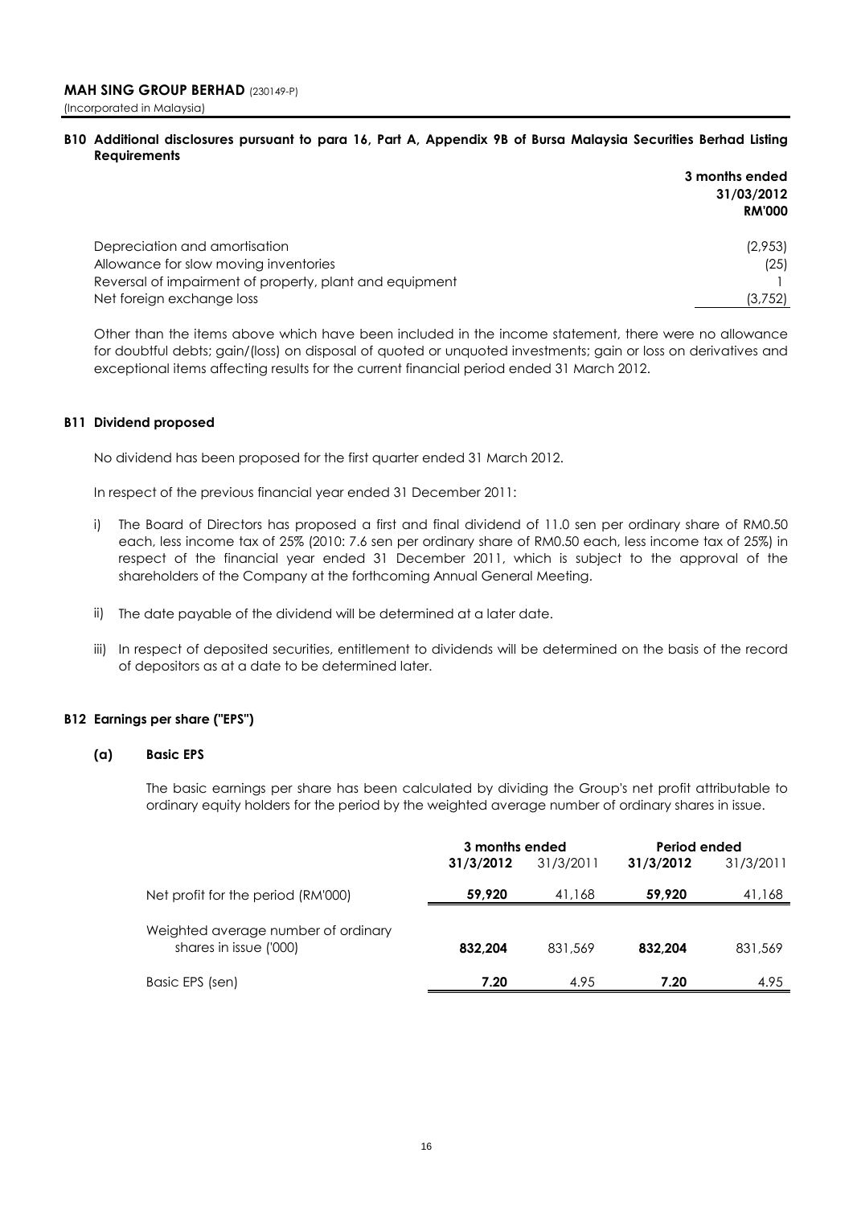**MAH SING GROUP BERHAD** (230149-P)
(Incorporated in Malaysia)

## B10 Additional disclosures pursuant to para 16, Part A, Appendix 9B of Bursa Malaysia Securities Berhad Listing Requirements

| | 3 months ended 31/03/2012 RM'000 |
|---|---|
| Depreciation and amortisation | (2,953) |
| Allowance for slow moving inventories | (25) |
| Reversal of impairment of property, plant and equipment | 1 |
| Net foreign exchange loss | (3,752) |

Other than the items above which have been included in the income statement, there were no allowance for doubtful debts; gain/(loss) on disposal of quoted or unquoted investments; gain or loss on derivatives and exceptional items affecting results for the current financial period ended 31 March 2012.

## B11 Dividend proposed

No dividend has been proposed for the first quarter ended 31 March 2012.

In respect of the previous financial year ended 31 December 2011:

i) The Board of Directors has proposed a first and final dividend of 11.0 sen per ordinary share of RM0.50 each, less income tax of 25% (2010: 7.6 sen per ordinary share of RM0.50 each, less income tax of 25%) in respect of the financial year ended 31 December 2011, which is subject to the approval of the shareholders of the Company at the forthcoming Annual General Meeting.

ii) The date payable of the dividend will be determined at a later date.

iii) In respect of deposited securities, entitlement to dividends will be determined on the basis of the record of depositors as at a date to be determined later.

## B12 Earnings per share ("EPS")

### (a) Basic EPS

The basic earnings per share has been calculated by dividing the Group's net profit attributable to ordinary equity holders for the period by the weighted average number of ordinary shares in issue.

| | 3 months ended | | Period ended | |
|---|---|---|---|---|
| | **31/3/2012** | 31/3/2011 | **31/3/2012** | 31/3/2011 |
| Net profit for the period (RM'000) | **59,920** | 41,168 | **59,920** | 41,168 |
| Weighted average number of ordinary shares in issue ('000) | **832,204** | 831,569 | **832,204** | 831,569 |
| Basic EPS (sen) | **7.20** | 4.95 | **7.20** | 4.95 |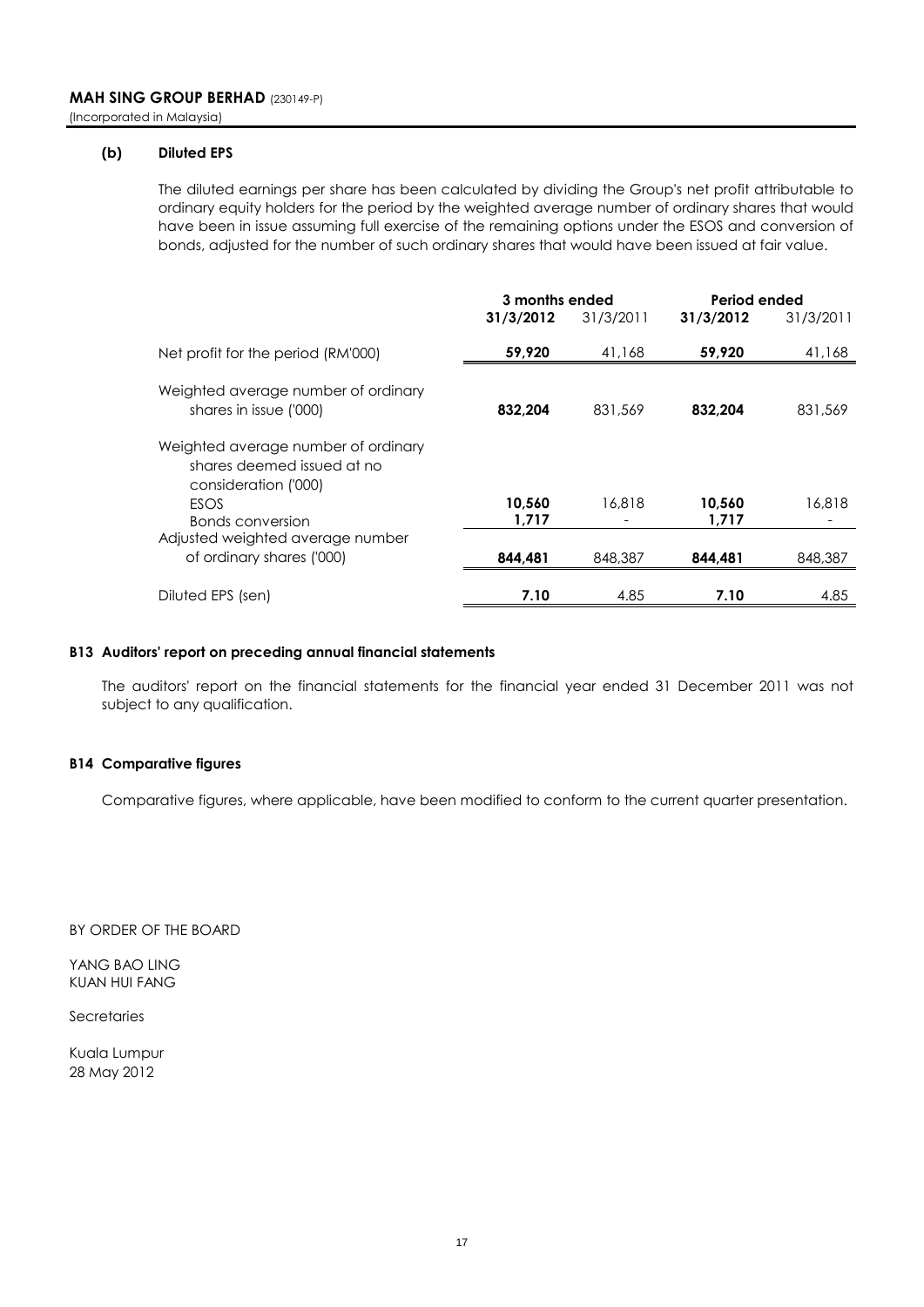**(b) Diluted EPS**

The diluted earnings per share has been calculated by dividing the Group's net profit attributable to ordinary equity holders for the period by the weighted average number of ordinary shares that would have been in issue assuming full exercise of the remaining options under the ESOS and conversion of bonds, adjusted for the number of such ordinary shares that would have been issued at fair value.

| | 3 months ended | | Period ended | |
|---|---|---|---|---|
| | **31/3/2012** | 31/3/2011 | **31/3/2012** | 31/3/2011 |
| Net profit for the period (RM'000) | **59,920** | 41,168 | **59,920** | 41,168 |
| Weighted average number of ordinary shares in issue ('000) | **832,204** | 831,569 | **832,204** | 831,569 |
| Weighted average number of ordinary shares deemed issued at no consideration ('000) | | | | |
| ESOS | **10,560** | 16,818 | **10,560** | 16,818 |
| Bonds conversion | **1,717** | - | **1,717** | - |
| Adjusted weighted average number of ordinary shares ('000) | **844,481** | 848,387 | **844,481** | 848,387 |
| Diluted EPS (sen) | **7.10** | 4.85 | **7.10** | 4.85 |

**B13 Auditors' report on preceding annual financial statements**

The auditors' report on the financial statements for the financial year ended 31 December 2011 was not subject to any qualification.

**B14 Comparative figures**

Comparative figures, where applicable, have been modified to conform to the current quarter presentation.

BY ORDER OF THE BOARD

YANG BAO LING
KUAN HUI FANG

Secretaries

Kuala Lumpur
28 May 2012